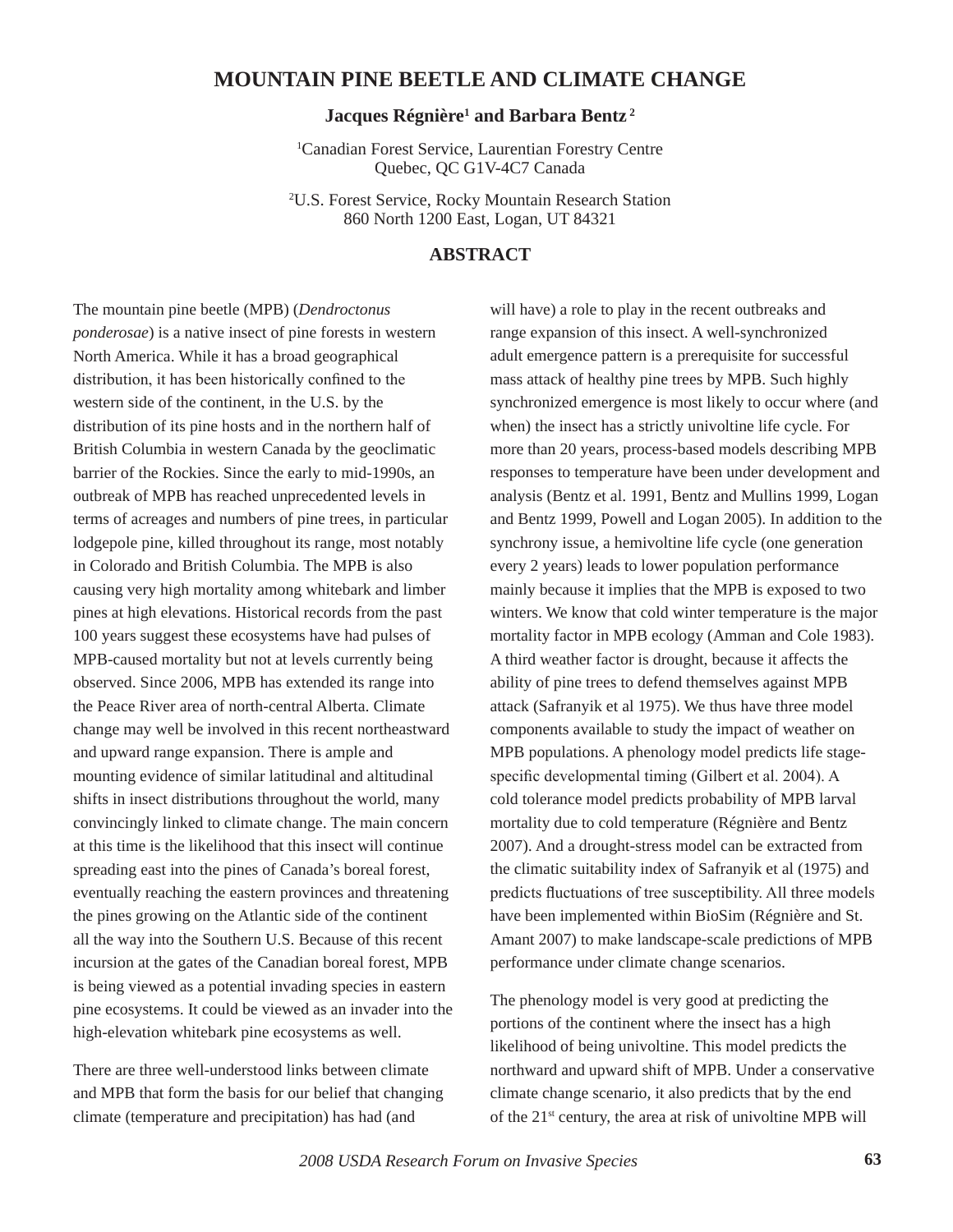# MOUNTAIN PINE BEETLE AND CLIMATE CHANGE

**Jacques Régnière[1] and Barbara Bentz[2]**

[1]Canadian Forest Service, Laurentian Forestry Centre
Quebec, QC G1V-4C7 Canada

[2]U.S. Forest Service, Rocky Mountain Research Station
860 North 1200 East, Logan, UT 84321

## ABSTRACT

The mountain pine beetle (MPB) (*Dendroctonus ponderosae*) is a native insect of pine forests in western North America. While it has a broad geographical distribution, it has been historically confined to the western side of the continent, in the U.S. by the distribution of its pine hosts and in the northern half of British Columbia in western Canada by the geoclimatic barrier of the Rockies. Since the early to mid-1990s, an outbreak of MPB has reached unprecedented levels in terms of acreages and numbers of pine trees, in particular lodgepole pine, killed throughout its range, most notably in Colorado and British Columbia. The MPB is also causing very high mortality among whitebark and limber pines at high elevations. Historical records from the past 100 years suggest these ecosystems have had pulses of MPB-caused mortality but not at levels currently being observed. Since 2006, MPB has extended its range into the Peace River area of north-central Alberta. Climate change may well be involved in this recent northeastward and upward range expansion. There is ample and mounting evidence of similar latitudinal and altitudinal shifts in insect distributions throughout the world, many convincingly linked to climate change. The main concern at this time is the likelihood that this insect will continue spreading east into the pines of Canada's boreal forest, eventually reaching the eastern provinces and threatening the pines growing on the Atlantic side of the continent all the way into the Southern U.S. Because of this recent incursion at the gates of the Canadian boreal forest, MPB is being viewed as a potential invading species in eastern pine ecosystems. It could be viewed as an invader into the high-elevation whitebark pine ecosystems as well.

There are three well-understood links between climate and MPB that form the basis for our belief that changing climate (temperature and precipitation) has had (and will have) a role to play in the recent outbreaks and range expansion of this insect. A well-synchronized adult emergence pattern is a prerequisite for successful mass attack of healthy pine trees by MPB. Such highly synchronized emergence is most likely to occur where (and when) the insect has a strictly univoltine life cycle. For more than 20 years, process-based models describing MPB responses to temperature have been under development and analysis (Bentz et al. 1991, Bentz and Mullins 1999, Logan and Bentz 1999, Powell and Logan 2005). In addition to the synchrony issue, a hemivoltine life cycle (one generation every 2 years) leads to lower population performance mainly because it implies that the MPB is exposed to two winters. We know that cold winter temperature is the major mortality factor in MPB ecology (Amman and Cole 1983). A third weather factor is drought, because it affects the ability of pine trees to defend themselves against MPB attack (Safranyik et al 1975). We thus have three model components available to study the impact of weather on MPB populations. A phenology model predicts life stage-specific developmental timing (Gilbert et al. 2004). A cold tolerance model predicts probability of MPB larval mortality due to cold temperature (Régnière and Bentz 2007). And a drought-stress model can be extracted from the climatic suitability index of Safranyik et al (1975) and predicts fluctuations of tree susceptibility. All three models have been implemented within BioSim (Régnière and St. Amant 2007) to make landscape-scale predictions of MPB performance under climate change scenarios.

The phenology model is very good at predicting the portions of the continent where the insect has a high likelihood of being univoltine. This model predicts the northward and upward shift of MPB. Under a conservative climate change scenario, it also predicts that by the end of the 21st century, the area at risk of univoltine MPB will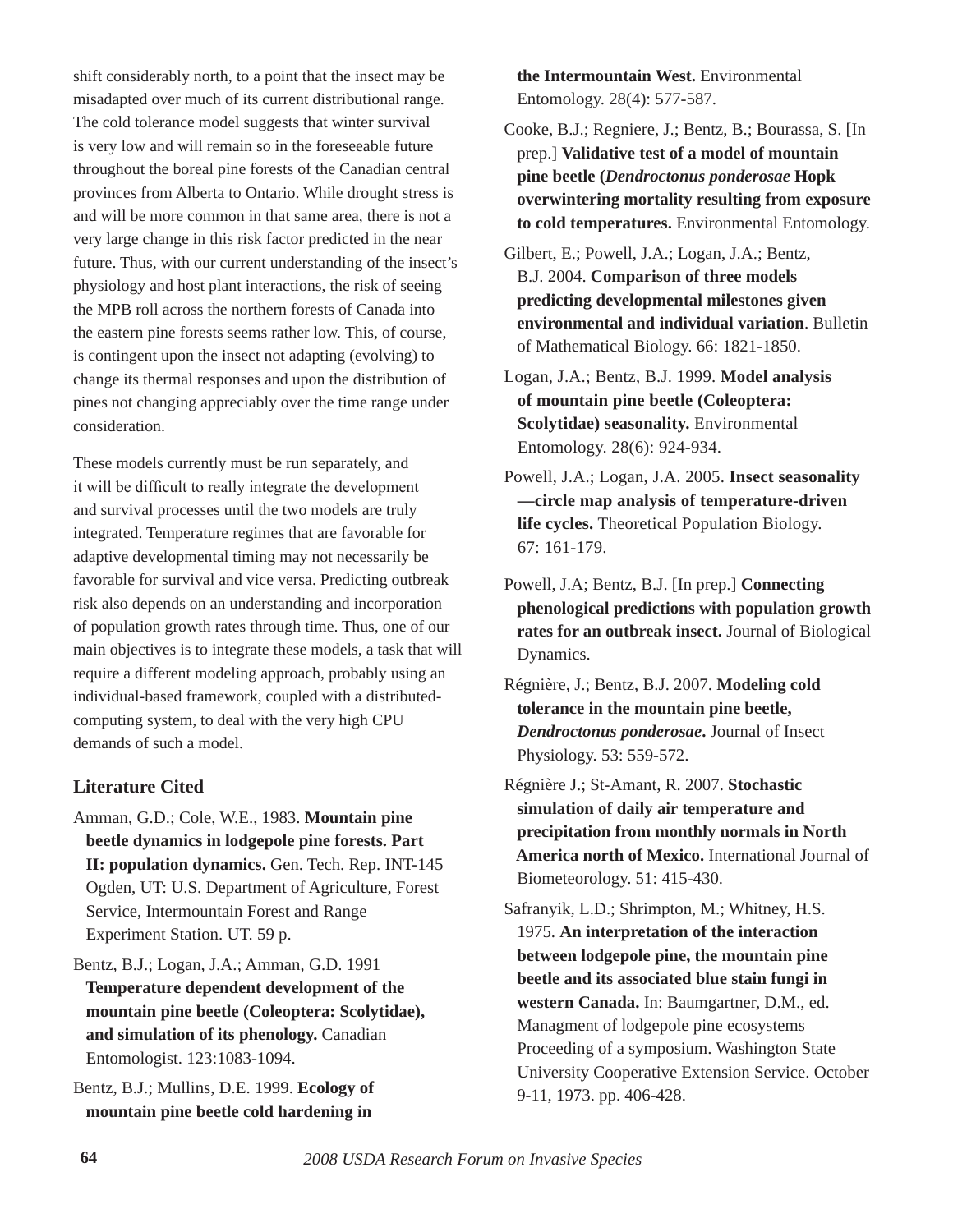shift considerably north, to a point that the insect may be misadapted over much of its current distributional range. The cold tolerance model suggests that winter survival is very low and will remain so in the foreseeable future throughout the boreal pine forests of the Canadian central provinces from Alberta to Ontario. While drought stress is and will be more common in that same area, there is not a very large change in this risk factor predicted in the near future. Thus, with our current understanding of the insect's physiology and host plant interactions, the risk of seeing the MPB roll across the northern forests of Canada into the eastern pine forests seems rather low. This, of course, is contingent upon the insect not adapting (evolving) to change its thermal responses and upon the distribution of pines not changing appreciably over the time range under consideration.

These models currently must be run separately, and it will be difficult to really integrate the development and survival processes until the two models are truly integrated. Temperature regimes that are favorable for adaptive developmental timing may not necessarily be favorable for survival and vice versa. Predicting outbreak risk also depends on an understanding and incorporation of population growth rates through time. Thus, one of our main objectives is to integrate these models, a task that will require a different modeling approach, probably using an individual-based framework, coupled with a distributed-computing system, to deal with the very high CPU demands of such a model.

## Literature Cited

Amman, G.D.; Cole, W.E., 1983. **Mountain pine beetle dynamics in lodgepole pine forests. Part II: population dynamics.** Gen. Tech. Rep. INT-145 Ogden, UT: U.S. Department of Agriculture, Forest Service, Intermountain Forest and Range Experiment Station. UT. 59 p.

Bentz, B.J.; Logan, J.A.; Amman, G.D. 1991 **Temperature dependent development of the mountain pine beetle (Coleoptera: Scolytidae), and simulation of its phenology.** Canadian Entomologist. 123:1083-1094.

Bentz, B.J.; Mullins, D.E. 1999. **Ecology of mountain pine beetle cold hardening in the Intermountain West.** Environmental Entomology. 28(4): 577-587.

Cooke, B.J.; Regniere, J.; Bentz, B.; Bourassa, S. [In prep.] **Validative test of a model of mountain pine beetle (*Dendroctonus ponderosae* Hopk overwintering mortality resulting from exposure to cold temperatures.** Environmental Entomology.

Gilbert, E.; Powell, J.A.; Logan, J.A.; Bentz, B.J. 2004. **Comparison of three models predicting developmental milestones given environmental and individual variation**. Bulletin of Mathematical Biology. 66: 1821-1850.

Logan, J.A.; Bentz, B.J. 1999. **Model analysis of mountain pine beetle (Coleoptera: Scolytidae) seasonality.** Environmental Entomology. 28(6): 924-934.

Powell, J.A.; Logan, J.A. 2005. **Insect seasonality —circle map analysis of temperature-driven life cycles.** Theoretical Population Biology. 67: 161-179.

Powell, J.A; Bentz, B.J. [In prep.] **Connecting phenological predictions with population growth rates for an outbreak insect.** Journal of Biological Dynamics.

Régnière, J.; Bentz, B.J. 2007. **Modeling cold tolerance in the mountain pine beetle, *Dendroctonus ponderosae*.** Journal of Insect Physiology. 53: 559-572.

Régnière J.; St-Amant, R. 2007. **Stochastic simulation of daily air temperature and precipitation from monthly normals in North America north of Mexico.** International Journal of Biometeorology. 51: 415-430.

Safranyik, L.D.; Shrimpton, M.; Whitney, H.S. 1975. **An interpretation of the interaction between lodgepole pine, the mountain pine beetle and its associated blue stain fungi in western Canada.** In: Baumgartner, D.M., ed. Managment of lodgepole pine ecosystems Proceeding of a symposium. Washington State University Cooperative Extension Service. October 9-11, 1973. pp. 406-428.